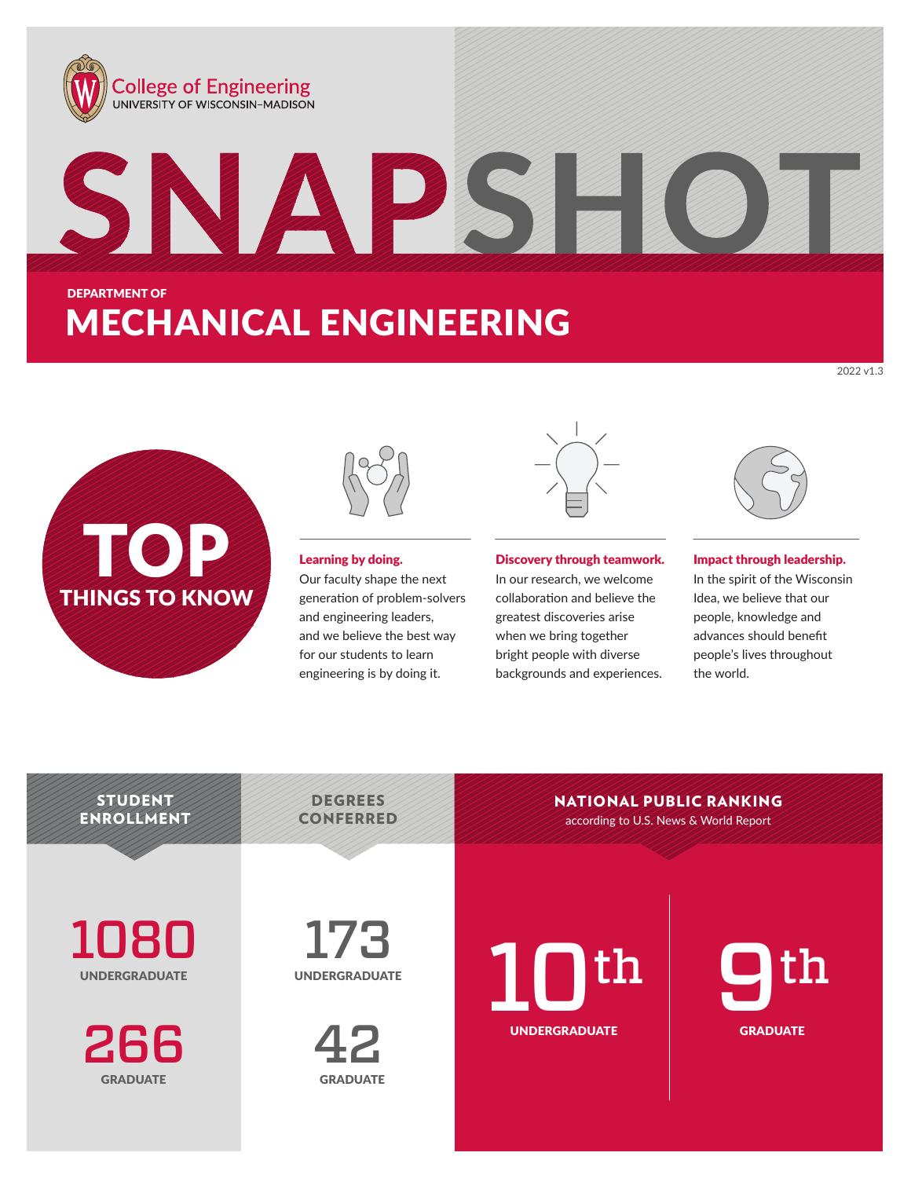College of Engineering
UNIVERSITY OF WISCONSIN–MADISON

# SNAPSHOT

DEPARTMENT OF

## MECHANICAL ENGINEERING

2022 v1.3

## TOP THINGS TO KNOW

**Learning by doing.** Our faculty shape the next generation of problem-solvers and engineering leaders, and we believe the best way for our students to learn engineering is by doing it.

**Discovery through teamwork.** In our research, we welcome collaboration and believe the greatest discoveries arise when we bring together bright people with diverse backgrounds and experiences.

**Impact through leadership.** In the spirit of the Wisconsin Idea, we believe that our people, knowledge and advances should benefit people's lives throughout the world.

### STUDENT ENROLLMENT

**1080** UNDERGRADUATE

**266** GRADUATE

### DEGREES CONFERRED

**173** UNDERGRADUATE

**42** GRADUATE

### NATIONAL PUBLIC RANKING

according to U.S. News & World Report

**10th** UNDERGRADUATE

**9th** GRADUATE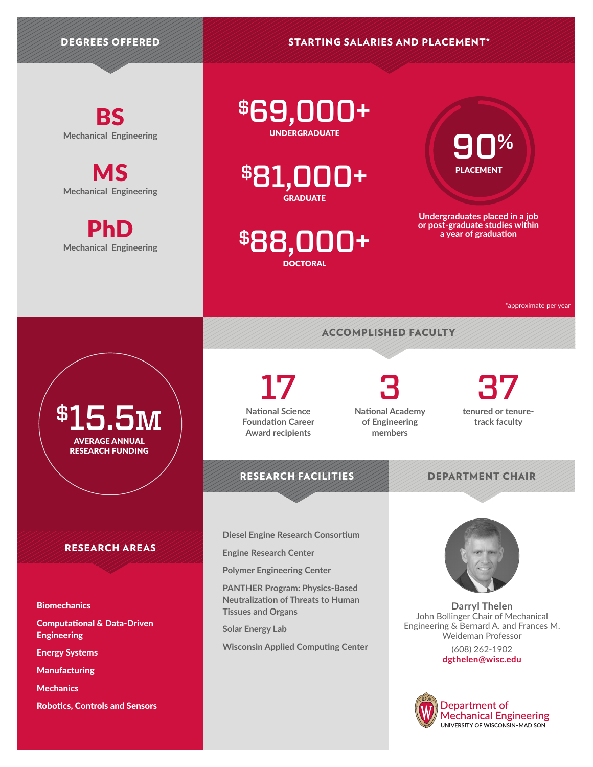## DEGREES OFFERED

**BS**
Mechanical Engineering

**MS**
Mechanical Engineering

**PhD**
Mechanical Engineering

## STARTING SALARIES AND PLACEMENT*

**$69,000+**
UNDERGRADUATE

**$81,000+**
GRADUATE

**$88,000+**
DOCTORAL

**90%**
PLACEMENT

Undergraduates placed in a job or post-graduate studies within a year of graduation

*approximate per year

**$15.5M**
AVERAGE ANNUAL RESEARCH FUNDING

## ACCOMPLISHED FACULTY

**17**
National Science Foundation Career Award recipients

**3**
National Academy of Engineering members

**37**
tenured or tenure-track faculty

## RESEARCH AREAS

- Biomechanics
- Computational & Data-Driven Engineering
- Energy Systems
- Manufacturing
- Mechanics
- Robotics, Controls and Sensors

## RESEARCH FACILITIES

- Diesel Engine Research Consortium
- Engine Research Center
- Polymer Engineering Center
- PANTHER Program: Physics-Based Neutralization of Threats to Human Tissues and Organs
- Solar Energy Lab
- Wisconsin Applied Computing Center

## DEPARTMENT CHAIR

**Darryl Thelen**
John Bollinger Chair of Mechanical Engineering & Bernard A. and Frances M. Weideman Professor
(608) 262-1902
dgthelen@wisc.edu

Department of Mechanical Engineering
UNIVERSITY OF WISCONSIN–MADISON